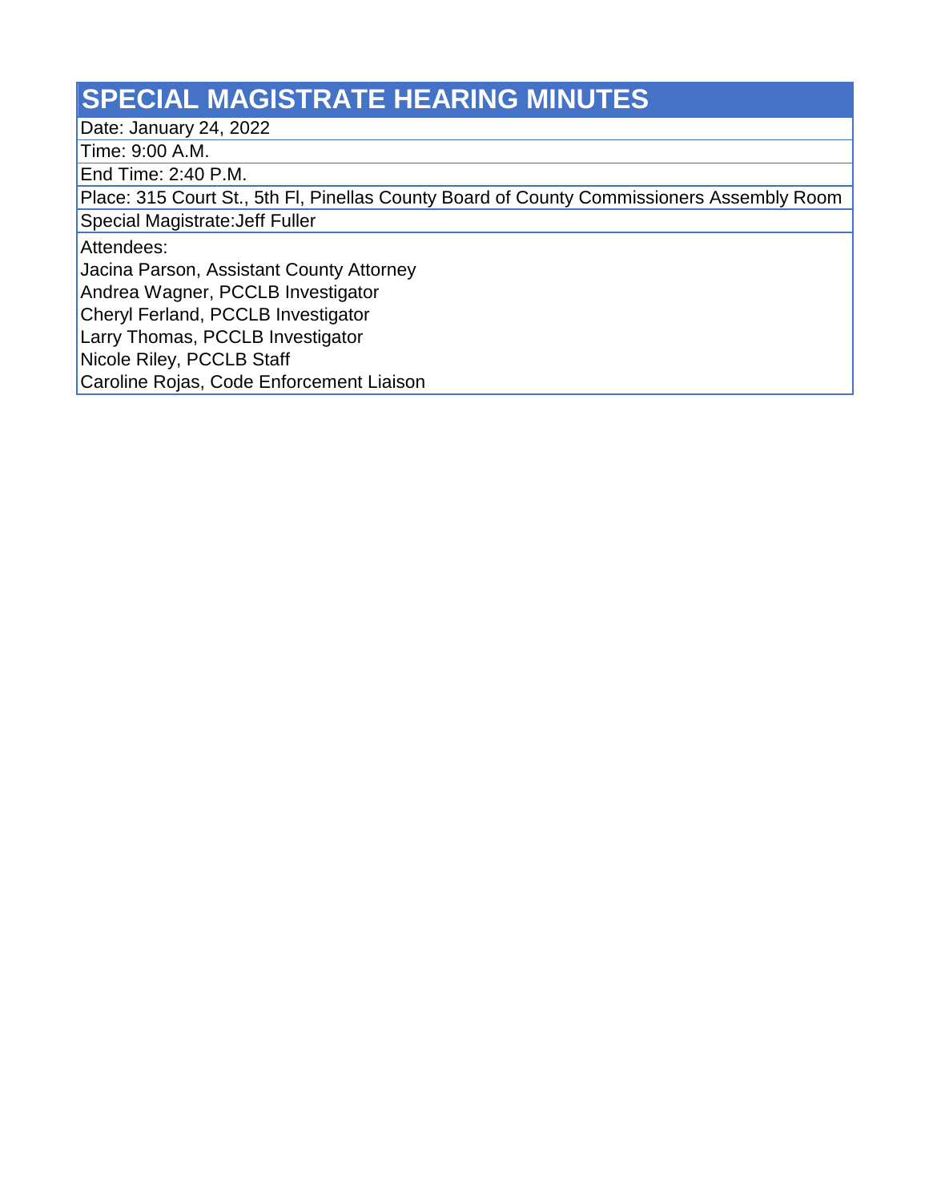# SPECIAL MAGISTRATE HEARING MINUTES

Date: January 24, 2022

Time: 9:00 A.M.

End Time: 2:40 P.M.

Place: 315 Court St., 5th Fl, Pinellas County Board of County Commissioners Assembly Room

Special Magistrate:Jeff Fuller

Attendees:

Jacina Parson, Assistant County Attorney
Andrea Wagner, PCCLB Investigator
Cheryl Ferland, PCCLB Investigator
Larry Thomas, PCCLB Investigator
Nicole Riley, PCCLB Staff
Caroline Rojas, Code Enforcement Liaison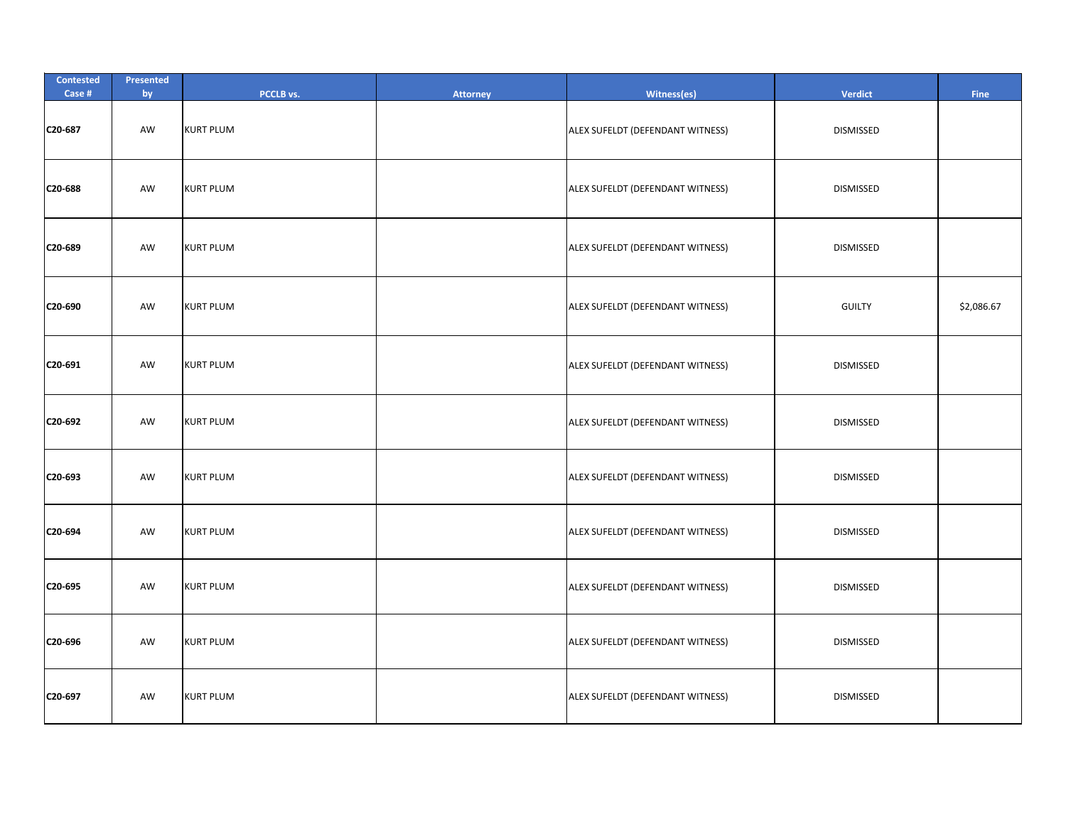| Contested Case # | Presented by | PCCLB vs. | Attorney | Witness(es) | Verdict | Fine |
|---|---|---|---|---|---|---|
| C20-687 | AW | KURT PLUM | | ALEX SUFELDT (DEFENDANT WITNESS) | DISMISSED | |
| C20-688 | AW | KURT PLUM | | ALEX SUFELDT (DEFENDANT WITNESS) | DISMISSED | |
| C20-689 | AW | KURT PLUM | | ALEX SUFELDT (DEFENDANT WITNESS) | DISMISSED | |
| C20-690 | AW | KURT PLUM | | ALEX SUFELDT (DEFENDANT WITNESS) | GUILTY | $2,086.67 |
| C20-691 | AW | KURT PLUM | | ALEX SUFELDT (DEFENDANT WITNESS) | DISMISSED | |
| C20-692 | AW | KURT PLUM | | ALEX SUFELDT (DEFENDANT WITNESS) | DISMISSED | |
| C20-693 | AW | KURT PLUM | | ALEX SUFELDT (DEFENDANT WITNESS) | DISMISSED | |
| C20-694 | AW | KURT PLUM | | ALEX SUFELDT (DEFENDANT WITNESS) | DISMISSED | |
| C20-695 | AW | KURT PLUM | | ALEX SUFELDT (DEFENDANT WITNESS) | DISMISSED | |
| C20-696 | AW | KURT PLUM | | ALEX SUFELDT (DEFENDANT WITNESS) | DISMISSED | |
| C20-697 | AW | KURT PLUM | | ALEX SUFELDT (DEFENDANT WITNESS) | DISMISSED | |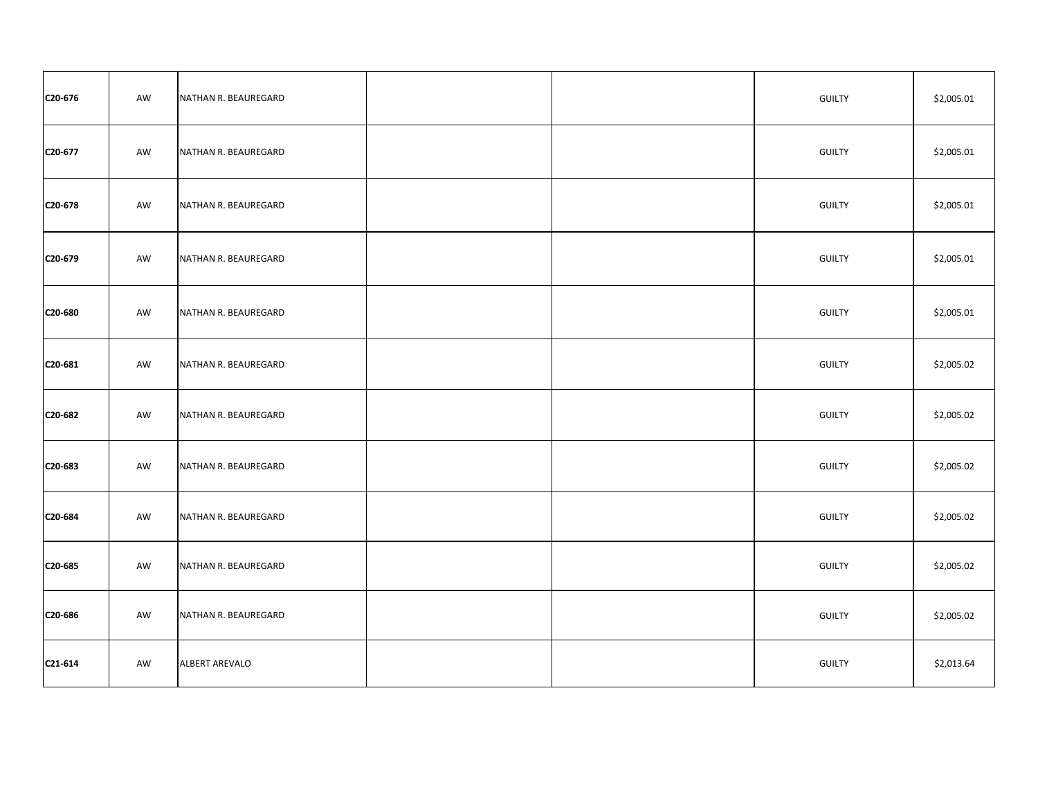| | | | | | | |
|---|---|---|---|---|---|---|
| **C20-676** | AW | NATHAN R. BEAUREGARD | | | GUILTY | $2,005.01 |
| **C20-677** | AW | NATHAN R. BEAUREGARD | | | GUILTY | $2,005.01 |
| **C20-678** | AW | NATHAN R. BEAUREGARD | | | GUILTY | $2,005.01 |
| **C20-679** | AW | NATHAN R. BEAUREGARD | | | GUILTY | $2,005.01 |
| **C20-680** | AW | NATHAN R. BEAUREGARD | | | GUILTY | $2,005.01 |
| **C20-681** | AW | NATHAN R. BEAUREGARD | | | GUILTY | $2,005.02 |
| **C20-682** | AW | NATHAN R. BEAUREGARD | | | GUILTY | $2,005.02 |
| **C20-683** | AW | NATHAN R. BEAUREGARD | | | GUILTY | $2,005.02 |
| **C20-684** | AW | NATHAN R. BEAUREGARD | | | GUILTY | $2,005.02 |
| **C20-685** | AW | NATHAN R. BEAUREGARD | | | GUILTY | $2,005.02 |
| **C20-686** | AW | NATHAN R. BEAUREGARD | | | GUILTY | $2,005.02 |
| **C21-614** | AW | ALBERT AREVALO | | | GUILTY | $2,013.64 |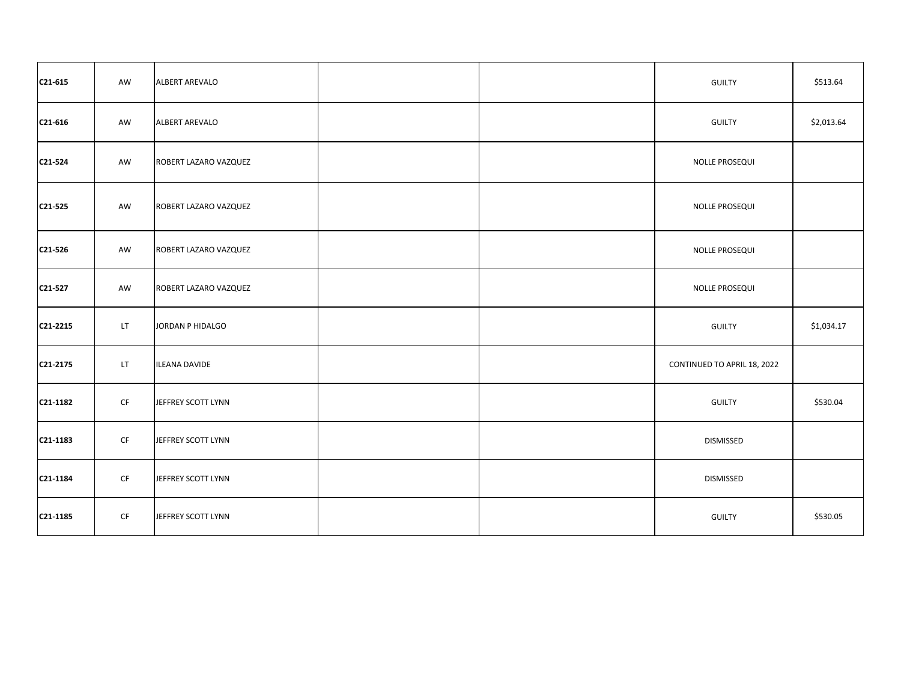| | | | | | | |
|---|---|---|---|---|---|---|
| **C21-615** | AW | ALBERT AREVALO | | | GUILTY | $513.64 |
| **C21-616** | AW | ALBERT AREVALO | | | GUILTY | $2,013.64 |
| **C21-524** | AW | ROBERT LAZARO VAZQUEZ | | | NOLLE PROSEQUI | |
| **C21-525** | AW | ROBERT LAZARO VAZQUEZ | | | NOLLE PROSEQUI | |
| **C21-526** | AW | ROBERT LAZARO VAZQUEZ | | | NOLLE PROSEQUI | |
| **C21-527** | AW | ROBERT LAZARO VAZQUEZ | | | NOLLE PROSEQUI | |
| **C21-2215** | LT | JORDAN P HIDALGO | | | GUILTY | $1,034.17 |
| **C21-2175** | LT | ILEANA DAVIDE | | | CONTINUED TO APRIL 18, 2022 | |
| **C21-1182** | CF | JEFFREY SCOTT LYNN | | | GUILTY | $530.04 |
| **C21-1183** | CF | JEFFREY SCOTT LYNN | | | DISMISSED | |
| **C21-1184** | CF | JEFFREY SCOTT LYNN | | | DISMISSED | |
| **C21-1185** | CF | JEFFREY SCOTT LYNN | | | GUILTY | $530.05 |